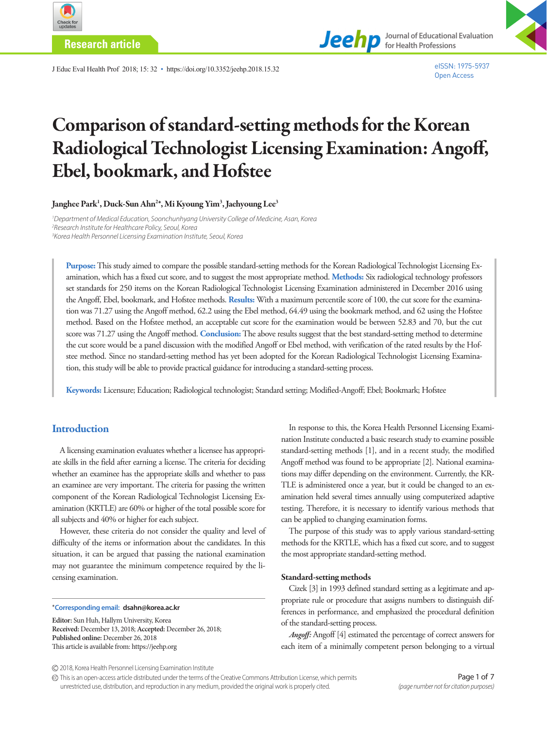Research article

# Comparison of standard-setting methods for the Korean Radiological Technologist Licensing Examination: Angoff, Ebel, bookmark, and Hofstee

**Janghee Park[1], Duck-Sun Ahn[2]*, Mi Kyoung Yim[3], Jaehyoung Lee[3]**

[1]Department of Medical Education, Soonchunhyang University College of Medicine, Asan, Korea
[2]Research Institute for Healthcare Policy, Seoul, Korea
[3]Korea Health Personnel Licensing Examination Institute, Seoul, Korea

**Purpose:** This study aimed to compare the possible standard-setting methods for the Korean Radiological Technologist Licensing Examination, which has a fixed cut score, and to suggest the most appropriate method. **Methods:** Six radiological technology professors set standards for 250 items on the Korean Radiological Technologist Licensing Examination administered in December 2016 using the Angoff, Ebel, bookmark, and Hofstee methods. **Results:** With a maximum percentile score of 100, the cut score for the examination was 71.27 using the Angoff method, 62.2 using the Ebel method, 64.49 using the bookmark method, and 62 using the Hofstee method. Based on the Hofstee method, an acceptable cut score for the examination would be between 52.83 and 70, but the cut score was 71.27 using the Angoff method. **Conclusion:** The above results suggest that the best standard-setting method to determine the cut score would be a panel discussion with the modified Angoff or Ebel method, with verification of the rated results by the Hofstee method. Since no standard-setting method has yet been adopted for the Korean Radiological Technologist Licensing Examination, this study will be able to provide practical guidance for introducing a standard-setting process.

**Keywords:** Licensure; Education; Radiological technologist; Standard setting; Modified-Angoff; Ebel; Bookmark; Hofstee

## Introduction

A licensing examination evaluates whether a licensee has appropriate skills in the field after earning a license. The criteria for deciding whether an examinee has the appropriate skills and whether to pass an examinee are very important. The criteria for passing the written component of the Korean Radiological Technologist Licensing Examination (KRTLE) are 60% or higher of the total possible score for all subjects and 40% or higher for each subject.

However, these criteria do not consider the quality and level of difficulty of the items or information about the candidates. In this situation, it can be argued that passing the national examination may not guarantee the minimum competence required by the licensing examination.

In response to this, the Korea Health Personnel Licensing Examination Institute conducted a basic research study to examine possible standard-setting methods [1], and in a recent study, the modified Angoff method was found to be appropriate [2]. National examinations may differ depending on the environment. Currently, the KRTLE is administered once a year, but it could be changed to an examination held several times annually using computerized adaptive testing. Therefore, it is necessary to identify various methods that can be applied to changing examination forms.

The purpose of this study was to apply various standard-setting methods for the KRTLE, which has a fixed cut score, and to suggest the most appropriate standard-setting method.

### Standard-setting methods

Cizek [3] in 1993 defined standard setting as a legitimate and appropriate rule or procedure that assigns numbers to distinguish differences in performance, and emphasized the procedural definition of the standard-setting process.

*Angoff:* Angoff [4] estimated the percentage of correct answers for each item of a minimally competent person belonging to a virtual

*Corresponding email: dsahn@korea.ac.kr

Editor: Sun Huh, Hallym University, Korea
Received: December 13, 2018; Accepted: December 26, 2018;
Published online: December 26, 2018
This article is available from: https://jeehp.org

© 2018, Korea Health Personnel Licensing Examination Institute
This is an open-access article distributed under the terms of the Creative Commons Attribution License, which permits unrestricted use, distribution, and reproduction in any medium, provided the original work is properly cited.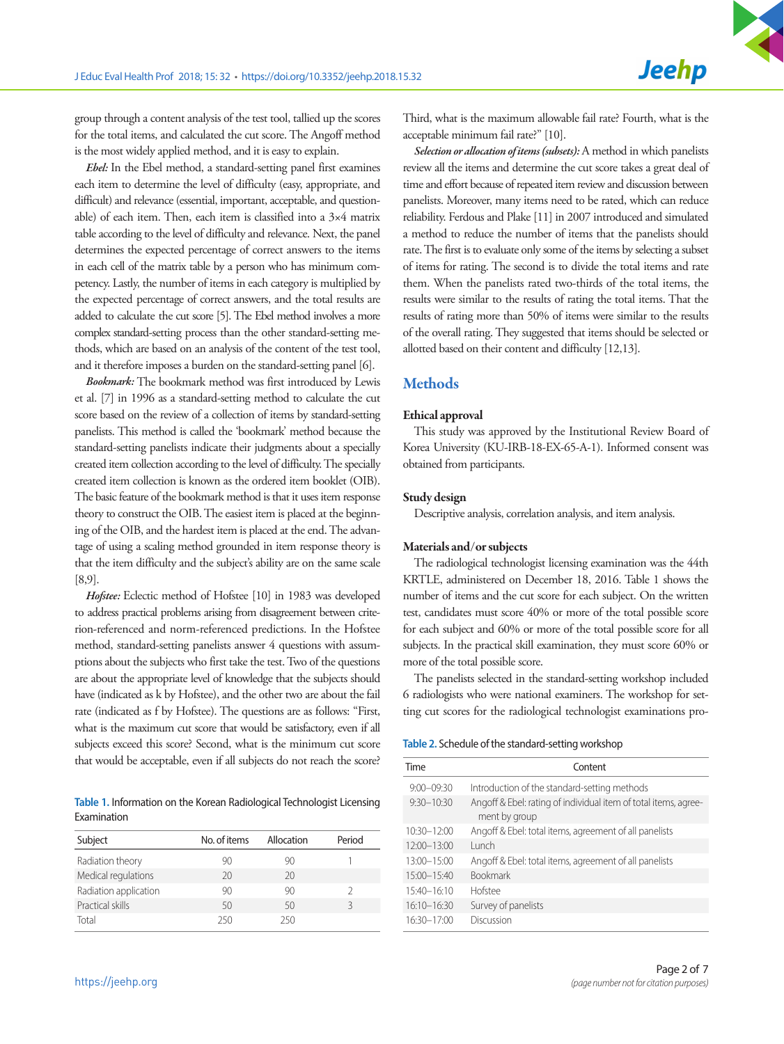group through a content analysis of the test tool, tallied up the scores for the total items, and calculated the cut score. The Angoff method is the most widely applied method, and it is easy to explain.

*Ebel:* In the Ebel method, a standard-setting panel first examines each item to determine the level of difficulty (easy, appropriate, and difficult) and relevance (essential, important, acceptable, and questionable) of each item. Then, each item is classified into a 3×4 matrix table according to the level of difficulty and relevance. Next, the panel determines the expected percentage of correct answers to the items in each cell of the matrix table by a person who has minimum competency. Lastly, the number of items in each category is multiplied by the expected percentage of correct answers, and the total results are added to calculate the cut score [5]. The Ebel method involves a more complex standard-setting process than the other standard-setting methods, which are based on an analysis of the content of the test tool, and it therefore imposes a burden on the standard-setting panel [6].

*Bookmark:* The bookmark method was first introduced by Lewis et al. [7] in 1996 as a standard-setting method to calculate the cut score based on the review of a collection of items by standard-setting panelists. This method is called the 'bookmark' method because the standard-setting panelists indicate their judgments about a specially created item collection according to the level of difficulty. The specially created item collection is known as the ordered item booklet (OIB). The basic feature of the bookmark method is that it uses item response theory to construct the OIB. The easiest item is placed at the beginning of the OIB, and the hardest item is placed at the end. The advantage of using a scaling method grounded in item response theory is that the item difficulty and the subject's ability are on the same scale [8,9].

*Hofstee:* Eclectic method of Hofstee [10] in 1983 was developed to address practical problems arising from disagreement between criterion-referenced and norm-referenced predictions. In the Hofstee method, standard-setting panelists answer 4 questions with assumptions about the subjects who first take the test. Two of the questions are about the appropriate level of knowledge that the subjects should have (indicated as k by Hofstee), and the other two are about the fail rate (indicated as f by Hofstee). The questions are as follows: "First, what is the maximum cut score that would be satisfactory, even if all subjects exceed this score? Second, what is the minimum cut score that would be acceptable, even if all subjects do not reach the score? Third, what is the maximum allowable fail rate? Fourth, what is the acceptable minimum fail rate?" [10].

*Selection or allocation of items (subsets):* A method in which panelists review all the items and determine the cut score takes a great deal of time and effort because of repeated item review and discussion between panelists. Moreover, many items need to be rated, which can reduce reliability. Ferdous and Plake [11] in 2007 introduced and simulated a method to reduce the number of items that the panelists should rate. The first is to evaluate only some of the items by selecting a subset of items for rating. The second is to divide the total items and rate them. When the panelists rated two-thirds of the total items, the results were similar to the results of rating the total items. That the results of rating more than 50% of items were similar to the results of the overall rating. They suggested that items should be selected or allotted based on their content and difficulty [12,13].

## Methods

### Ethical approval

This study was approved by the Institutional Review Board of Korea University (KU-IRB-18-EX-65-A-1). Informed consent was obtained from participants.

### Study design

Descriptive analysis, correlation analysis, and item analysis.

### Materials and/or subjects

The radiological technologist licensing examination was the 44th KRTLE, administered on December 18, 2016. Table 1 shows the number of items and the cut score for each subject. On the written test, candidates must score 40% or more of the total possible score for each subject and 60% or more of the total possible score for all subjects. In the practical skill examination, they must score 60% or more of the total possible score.

The panelists selected in the standard-setting workshop included 6 radiologists who were national examiners. The workshop for setting cut scores for the radiological technologist examinations pro-

Table 1. Information on the Korean Radiological Technologist Licensing Examination

| Subject | No. of items | Allocation | Period |
|---|---|---|---|
| Radiation theory | 90 | 90 | 1 |
| Medical regulations | 20 | 20 | |
| Radiation application | 90 | 90 | 2 |
| Practical skills | 50 | 50 | 3 |
| Total | 250 | 250 | |

Table 2. Schedule of the standard-setting workshop

| Time | Content |
|---|---|
| 9:00–09:30 | Introduction of the standard-setting methods |
| 9:30–10:30 | Angoff & Ebel: rating of individual item of total items, agreement by group |
| 10:30–12:00 | Angoff & Ebel: total items, agreement of all panelists |
| 12:00–13:00 | Lunch |
| 13:00–15:00 | Angoff & Ebel: total items, agreement of all panelists |
| 15:00–15:40 | Bookmark |
| 15:40–16:10 | Hofstee |
| 16:10–16:30 | Survey of panelists |
| 16:30–17:00 | Discussion |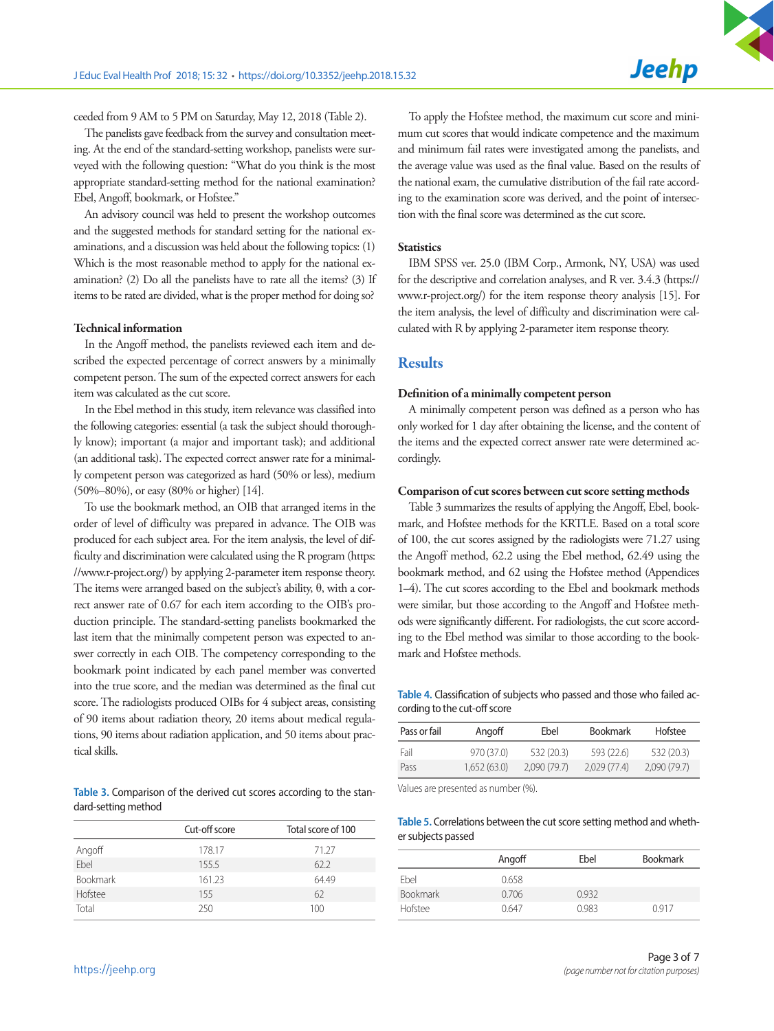ceeded from 9 AM to 5 PM on Saturday, May 12, 2018 (Table 2).

The panelists gave feedback from the survey and consultation meeting. At the end of the standard-setting workshop, panelists were surveyed with the following question: "What do you think is the most appropriate standard-setting method for the national examination? Ebel, Angoff, bookmark, or Hofstee."

An advisory council was held to present the workshop outcomes and the suggested methods for standard setting for the national examinations, and a discussion was held about the following topics: (1) Which is the most reasonable method to apply for the national examination? (2) Do all the panelists have to rate all the items? (3) If items to be rated are divided, what is the proper method for doing so?

### Technical information

In the Angoff method, the panelists reviewed each item and described the expected percentage of correct answers by a minimally competent person. The sum of the expected correct answers for each item was calculated as the cut score.

In the Ebel method in this study, item relevance was classified into the following categories: essential (a task the subject should thoroughly know); important (a major and important task); and additional (an additional task). The expected correct answer rate for a minimally competent person was categorized as hard (50% or less), medium (50%–80%), or easy (80% or higher) [14].

To use the bookmark method, an OIB that arranged items in the order of level of difficulty was prepared in advance. The OIB was produced for each subject area. For the item analysis, the level of difficulty and discrimination were calculated using the R program (https://www.r-project.org/) by applying 2-parameter item response theory. The items were arranged based on the subject's ability, θ, with a correct answer rate of 0.67 for each item according to the OIB's production principle. The standard-setting panelists bookmarked the last item that the minimally competent person was expected to answer correctly in each OIB. The competency corresponding to the bookmark point indicated by each panel member was converted into the true score, and the median was determined as the final cut score. The radiologists produced OIBs for 4 subject areas, consisting of 90 items about radiation theory, 20 items about medical regulations, 90 items about radiation application, and 50 items about practical skills.

Table 3. Comparison of the derived cut scores according to the standard-setting method

| | Cut-off score | Total score of 100 |
|---|---|---|
| Angoff | 178.17 | 71.27 |
| Ebel | 155.5 | 62.2 |
| Bookmark | 161.23 | 64.49 |
| Hofstee | 155 | 62 |
| Total | 250 | 100 |

To apply the Hofstee method, the maximum cut score and minimum cut scores that would indicate competence and the maximum and minimum fail rates were investigated among the panelists, and the average value was used as the final value. Based on the results of the national exam, the cumulative distribution of the fail rate according to the examination score was derived, and the point of intersection with the final score was determined as the cut score.

### Statistics

IBM SPSS ver. 25.0 (IBM Corp., Armonk, NY, USA) was used for the descriptive and correlation analyses, and R ver. 3.4.3 (https://www.r-project.org/) for the item response theory analysis [15]. For the item analysis, the level of difficulty and discrimination were calculated with R by applying 2-parameter item response theory.

## Results

### Definition of a minimally competent person

A minimally competent person was defined as a person who has only worked for 1 day after obtaining the license, and the content of the items and the expected correct answer rate were determined accordingly.

### Comparison of cut scores between cut score setting methods

Table 3 summarizes the results of applying the Angoff, Ebel, bookmark, and Hofstee methods for the KRTLE. Based on a total score of 100, the cut scores assigned by the radiologists were 71.27 using the Angoff method, 62.2 using the Ebel method, 62.49 using the bookmark method, and 62 using the Hofstee method (Appendices 1–4). The cut scores according to the Ebel and bookmark methods were similar, but those according to the Angoff and Hofstee methods were significantly different. For radiologists, the cut score according to the Ebel method was similar to those according to the bookmark and Hofstee methods.

Table 4. Classification of subjects who passed and those who failed according to the cut-off score

| Pass or fail | Angoff | Ebel | Bookmark | Hofstee |
|---|---|---|---|---|
| Fail | 970 (37.0) | 532 (20.3) | 593 (22.6) | 532 (20.3) |
| Pass | 1,652 (63.0) | 2,090 (79.7) | 2,029 (77.4) | 2,090 (79.7) |

Values are presented as number (%).

Table 5. Correlations between the cut score setting method and whether subjects passed

| | Angoff | Ebel | Bookmark |
|---|---|---|---|
| Ebel | 0.658 | | |
| Bookmark | 0.706 | 0.932 | |
| Hofstee | 0.647 | 0.983 | 0.917 |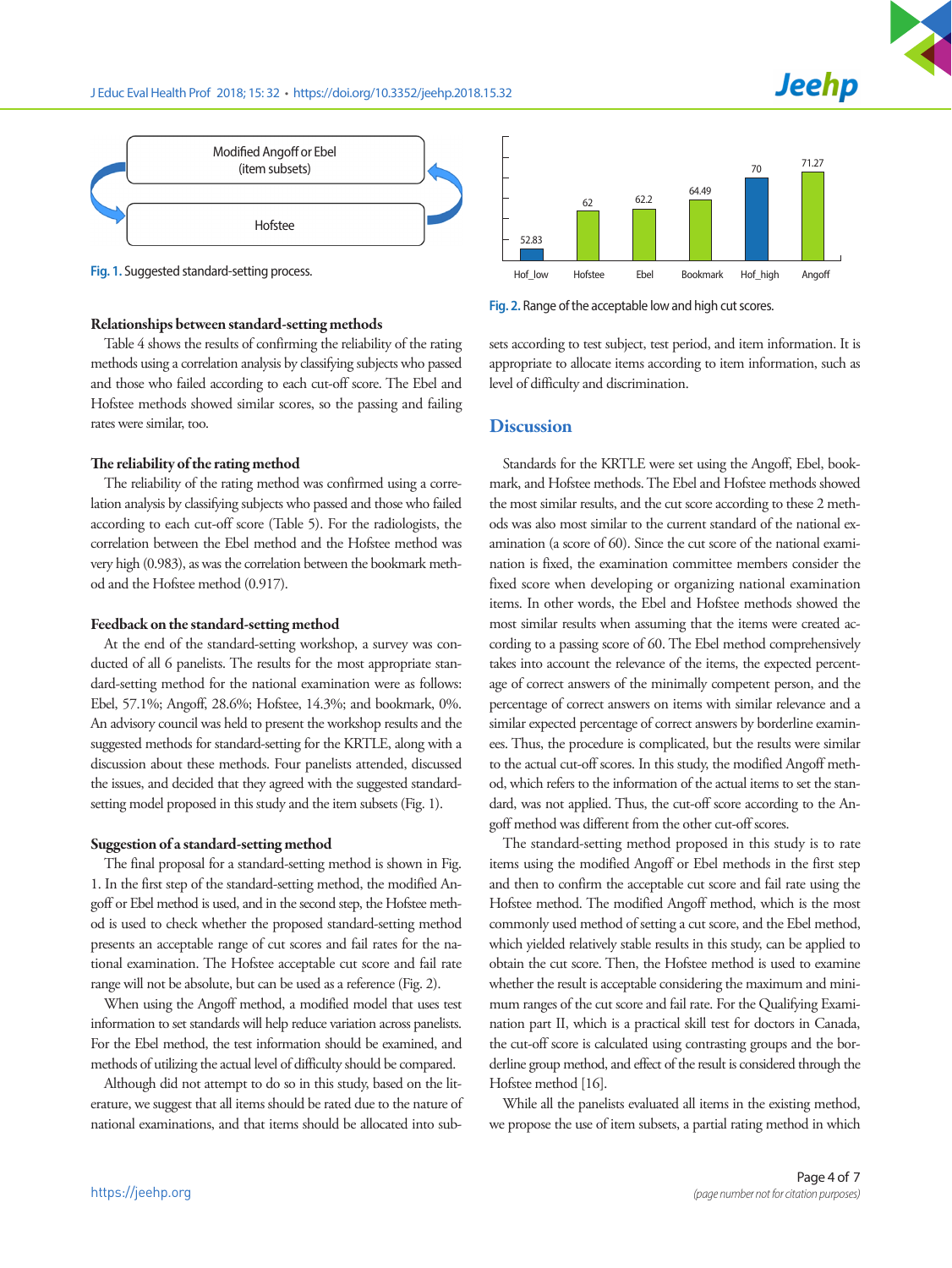Fig. 1. Suggested standard-setting process.

Fig. 2. Range of the acceptable low and high cut scores.

### Relationships between standard-setting methods

Table 4 shows the results of confirming the reliability of the rating methods using a correlation analysis by classifying subjects who passed and those who failed according to each cut-off score. The Ebel and Hofstee methods showed similar scores, so the passing and failing rates were similar, too.

### The reliability of the rating method

The reliability of the rating method was confirmed using a correlation analysis by classifying subjects who passed and those who failed according to each cut-off score (Table 5). For the radiologists, the correlation between the Ebel method and the Hofstee method was very high (0.983), as was the correlation between the bookmark method and the Hofstee method (0.917).

### Feedback on the standard-setting method

At the end of the standard-setting workshop, a survey was conducted of all 6 panelists. The results for the most appropriate standard-setting method for the national examination were as follows: Ebel, 57.1%; Angoff, 28.6%; Hofstee, 14.3%; and bookmark, 0%. An advisory council was held to present the workshop results and the suggested methods for standard-setting for the KRTLE, along with a discussion about these methods. Four panelists attended, discussed the issues, and decided that they agreed with the suggested standard-setting model proposed in this study and the item subsets (Fig. 1).

### Suggestion of a standard-setting method

The final proposal for a standard-setting method is shown in Fig. 1. In the first step of the standard-setting method, the modified Angoff or Ebel method is used, and in the second step, the Hofstee method is used to check whether the proposed standard-setting method presents an acceptable range of cut scores and fail rates for the national examination. The Hofstee acceptable cut score and fail rate range will not be absolute, but can be used as a reference (Fig. 2).

When using the Angoff method, a modified model that uses test information to set standards will help reduce variation across panelists. For the Ebel method, the test information should be examined, and methods of utilizing the actual level of difficulty should be compared.

Although did not attempt to do so in this study, based on the literature, we suggest that all items should be rated due to the nature of national examinations, and that items should be allocated into subsets according to test subject, test period, and item information. It is appropriate to allocate items according to item information, such as level of difficulty and discrimination.

## Discussion

Standards for the KRTLE were set using the Angoff, Ebel, bookmark, and Hofstee methods. The Ebel and Hofstee methods showed the most similar results, and the cut score according to these 2 methods was also most similar to the current standard of the national examination (a score of 60). Since the cut score of the national examination is fixed, the examination committee members consider the fixed score when developing or organizing national examination items. In other words, the Ebel and Hofstee methods showed the most similar results when assuming that the items were created according to a passing score of 60. The Ebel method comprehensively takes into account the relevance of the items, the expected percentage of correct answers of the minimally competent person, and the percentage of correct answers on items with similar relevance and a similar expected percentage of correct answers by borderline examinees. Thus, the procedure is complicated, but the results were similar to the actual cut-off scores. In this study, the modified Angoff method, which refers to the information of the actual items to set the standard, was not applied. Thus, the cut-off score according to the Angoff method was different from the other cut-off scores.

The standard-setting method proposed in this study is to rate items using the modified Angoff or Ebel methods in the first step and then to confirm the acceptable cut score and fail rate using the Hofstee method. The modified Angoff method, which is the most commonly used method of setting a cut score, and the Ebel method, which yielded relatively stable results in this study, can be applied to obtain the cut score. Then, the Hofstee method is used to examine whether the result is acceptable considering the maximum and minimum ranges of the cut score and fail rate. For the Qualifying Examination part II, which is a practical skill test for doctors in Canada, the cut-off score is calculated using contrasting groups and the borderline group method, and effect of the result is considered through the Hofstee method [16].

While all the panelists evaluated all items in the existing method, we propose the use of item subsets, a partial rating method in which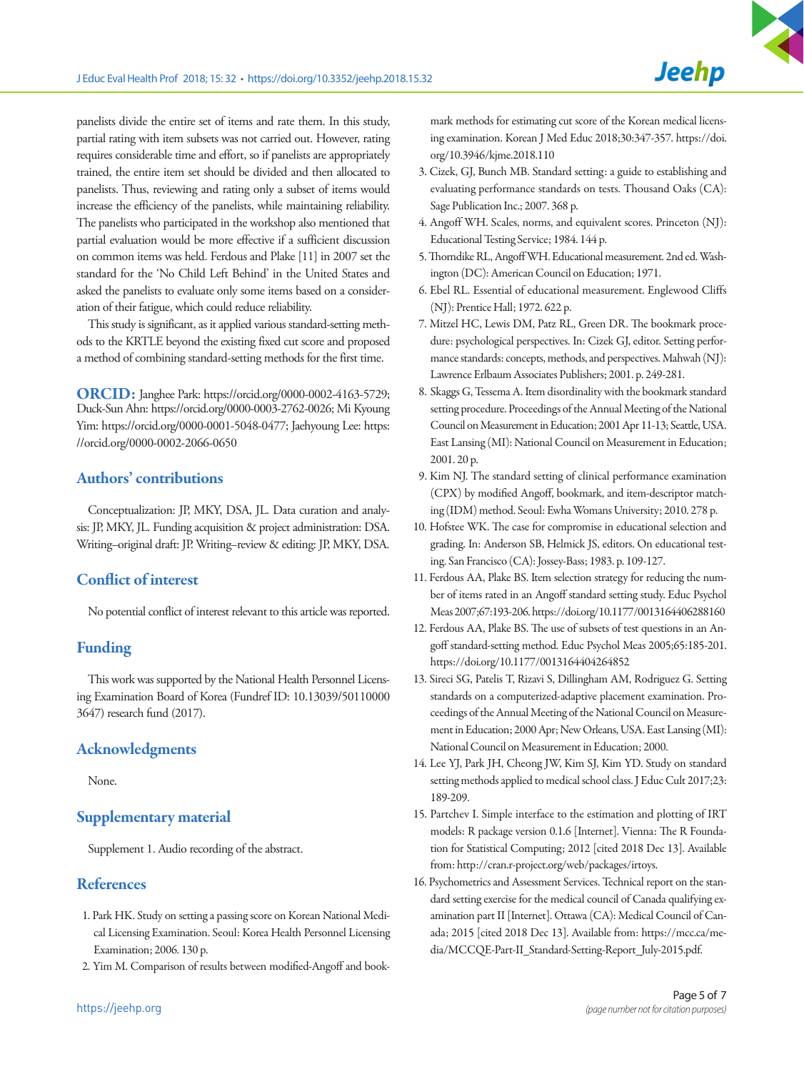panelists divide the entire set of items and rate them. In this study, partial rating with item subsets was not carried out. However, rating requires considerable time and effort, so if panelists are appropriately trained, the entire item set should be divided and then allocated to panelists. Thus, reviewing and rating only a subset of items would increase the efficiency of the panelists, while maintaining reliability. The panelists who participated in the workshop also mentioned that partial evaluation would be more effective if a sufficient discussion on common items was held. Ferdous and Plake [11] in 2007 set the standard for the 'No Child Left Behind' in the United States and asked the panelists to evaluate only some items based on a consideration of their fatigue, which could reduce reliability.

This study is significant, as it applied various standard-setting methods to the KRTLE beyond the existing fixed cut score and proposed a method of combining standard-setting methods for the first time.

**ORCID:** Janghee Park: https://orcid.org/0000-0002-4163-5729; Duck-Sun Ahn: https://orcid.org/0000-0003-2762-0026; Mi Kyoung Yim: https://orcid.org/0000-0001-5048-0477; Jaehyoung Lee: https://orcid.org/0000-0002-2066-0650

## Authors' contributions

Conceptualization: JP, MKY, DSA, JL. Data curation and analysis: JP, MKY, JL. Funding acquisition & project administration: DSA. Writing–original draft: JP. Writing–review & editing: JP, MKY, DSA.

## Conflict of interest

No potential conflict of interest relevant to this article was reported.

## Funding

This work was supported by the National Health Personnel Licensing Examination Board of Korea (Fundref ID: 10.13039/501100003647) research fund (2017).

## Acknowledgments

None.

## Supplementary material

Supplement 1. Audio recording of the abstract.

## References

1. Park HK. Study on setting a passing score on Korean National Medical Licensing Examination. Seoul: Korea Health Personnel Licensing Examination; 2006. 130 p.
2. Yim M. Comparison of results between modified-Angoff and bookmark methods for estimating cut score of the Korean medical licensing examination. Korean J Med Educ 2018;30:347-357. https://doi.org/10.3946/kjme.2018.110
3. Cizek, GJ, Bunch MB. Standard setting: a guide to establishing and evaluating performance standards on tests. Thousand Oaks (CA): Sage Publication Inc.; 2007. 368 p.
4. Angoff WH. Scales, norms, and equivalent scores. Princeton (NJ): Educational Testing Service; 1984. 144 p.
5. Thorndike RL, Angoff WH. Educational measurement. 2nd ed. Washington (DC): American Council on Education; 1971.
6. Ebel RL. Essential of educational measurement. Englewood Cliffs (NJ): Prentice Hall; 1972. 622 p.
7. Mitzel HC, Lewis DM, Patz RL, Green DR. The bookmark procedure: psychological perspectives. In: Cizek GJ, editor. Setting performance standards: concepts, methods, and perspectives. Mahwah (NJ): Lawrence Erlbaum Associates Publishers; 2001. p. 249-281.
8. Skaggs G, Tessema A. Item disordinality with the bookmark standard setting procedure. Proceedings of the Annual Meeting of the National Council on Measurement in Education; 2001 Apr 11-13; Seattle, USA. East Lansing (MI): National Council on Measurement in Education; 2001. 20 p.
9. Kim NJ. The standard setting of clinical performance examination (CPX) by modified Angoff, bookmark, and item-descriptor matching (IDM) method. Seoul: Ewha Womans University; 2010. 278 p.
10. Hofstee WK. The case for compromise in educational selection and grading. In: Anderson SB, Helmick JS, editors. On educational testing. San Francisco (CA): Jossey-Bass; 1983. p. 109-127.
11. Ferdous AA, Plake BS. Item selection strategy for reducing the number of items rated in an Angoff standard setting study. Educ Psychol Meas 2007;67:193-206. https://doi.org/10.1177/0013164406288160
12. Ferdous AA, Plake BS. The use of subsets of test questions in an Angoff standard-setting method. Educ Psychol Meas 2005;65:185-201. https://doi.org/10.1177/0013164404264852
13. Sireci SG, Patelis T, Rizavi S, Dillingham AM, Rodriguez G. Setting standards on a computerized-adaptive placement examination. Proceedings of the Annual Meeting of the National Council on Measurement in Education; 2000 Apr; New Orleans, USA. East Lansing (MI): National Council on Measurement in Education; 2000.
14. Lee YJ, Park JH, Cheong JW, Kim SJ, Kim YD. Study on standard setting methods applied to medical school class. J Educ Cult 2017;23:189-209.
15. Partchev I. Simple interface to the estimation and plotting of IRT models: R package version 0.1.6 [Internet]. Vienna: The R Foundation for Statistical Computing; 2012 [cited 2018 Dec 13]. Available from: http://cran.r-project.org/web/packages/irtoys.
16. Psychometrics and Assessment Services. Technical report on the standard setting exercise for the medical council of Canada qualifying examination part II [Internet]. Ottawa (CA): Medical Council of Canada; 2015 [cited 2018 Dec 13]. Available from: https://mcc.ca/media/MCCQE-Part-II_Standard-Setting-Report_July-2015.pdf.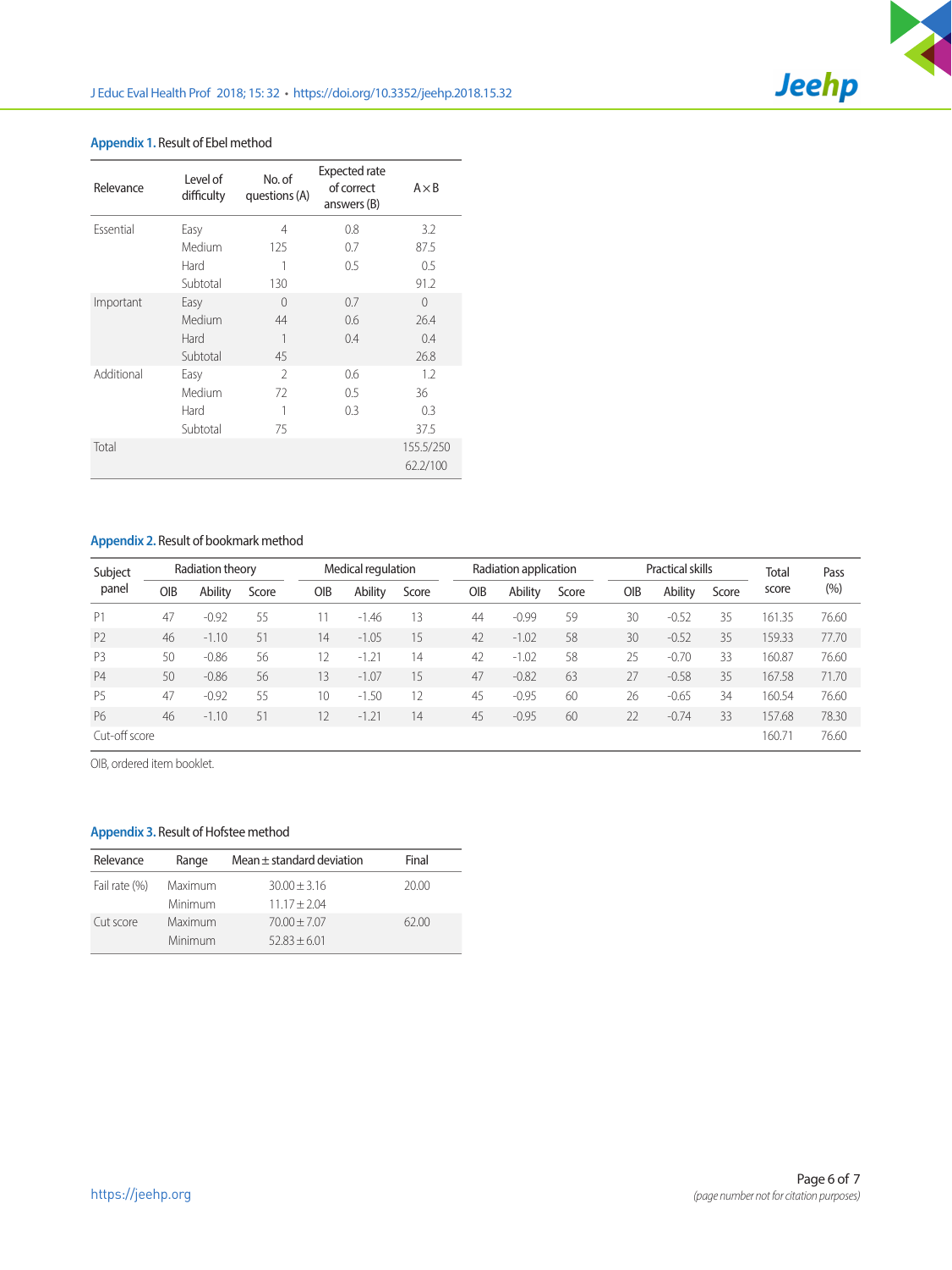**Appendix 1.** Result of Ebel method

| Relevance | Level of difficulty | No. of questions (A) | Expected rate of correct answers (B) | A×B |
|---|---|---|---|---|
| Essential | Easy | 4 | 0.8 | 3.2 |
| | Medium | 125 | 0.7 | 87.5 |
| | Hard | 1 | 0.5 | 0.5 |
| | Subtotal | 130 | | 91.2 |
| Important | Easy | 0 | 0.7 | 0 |
| | Medium | 44 | 0.6 | 26.4 |
| | Hard | 1 | 0.4 | 0.4 |
| | Subtotal | 45 | | 26.8 |
| Additional | Easy | 2 | 0.6 | 1.2 |
| | Medium | 72 | 0.5 | 36 |
| | Hard | 1 | 0.3 | 0.3 |
| | Subtotal | 75 | | 37.5 |
| Total | | | | 155.5/250<br>62.2/100 |

**Appendix 2.** Result of bookmark method

| Subject panel | Radiation theory | | | Medical regulation | | | Radiation application | | | Practical skills | | | Total score | Pass (%) |
|---|---|---|---|---|---|---|---|---|---|---|---|---|---|---|
| | OIB | Ability | Score | OIB | Ability | Score | OIB | Ability | Score | OIB | Ability | Score | | |
| P1 | 47 | -0.92 | 55 | 11 | -1.46 | 13 | 44 | -0.99 | 59 | 30 | -0.52 | 35 | 161.35 | 76.60 |
| P2 | 46 | -1.10 | 51 | 14 | -1.05 | 15 | 42 | -1.02 | 58 | 30 | -0.52 | 35 | 159.33 | 77.70 |
| P3 | 50 | -0.86 | 56 | 12 | -1.21 | 14 | 42 | -1.02 | 58 | 25 | -0.70 | 33 | 160.87 | 76.60 |
| P4 | 50 | -0.86 | 56 | 13 | -1.07 | 15 | 47 | -0.82 | 63 | 27 | -0.58 | 35 | 167.58 | 71.70 |
| P5 | 47 | -0.92 | 55 | 10 | -1.50 | 12 | 45 | -0.95 | 60 | 26 | -0.65 | 34 | 160.54 | 76.60 |
| P6 | 46 | -1.10 | 51 | 12 | -1.21 | 14 | 45 | -0.95 | 60 | 22 | -0.74 | 33 | 157.68 | 78.30 |
| Cut-off score | | | | | | | | | | | | | 160.71 | 76.60 |

OIB, ordered item booklet.

**Appendix 3.** Result of Hofstee method

| Relevance | Range | Mean ± standard deviation | Final |
|---|---|---|---|
| Fail rate (%) | Maximum | 30.00 ± 3.16 | 20.00 |
| | Minimum | 11.17 ± 2.04 | |
| Cut score | Maximum | 70.00 ± 7.07 | 62.00 |
| | Minimum | 52.83 ± 6.01 | |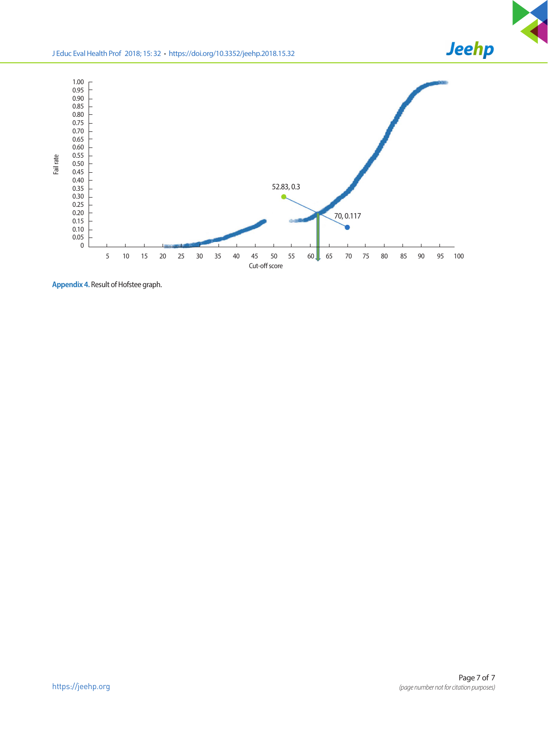1.00
0.95
0.90
0.85
0.80
0.75
0.70
0.65
0.60
0.55
0.50
0.45
0.40
0.35
0.30
0.25
0.20
0.15
0.10
0.05
0

Fail rate

52.83, 0.3

70, 0.117

5 10 15 20 25 30 35 40 45 50 55 60 65 70 75 80 85 90 95 100

Cut-off score

**Appendix 4.** Result of Hofstee graph.